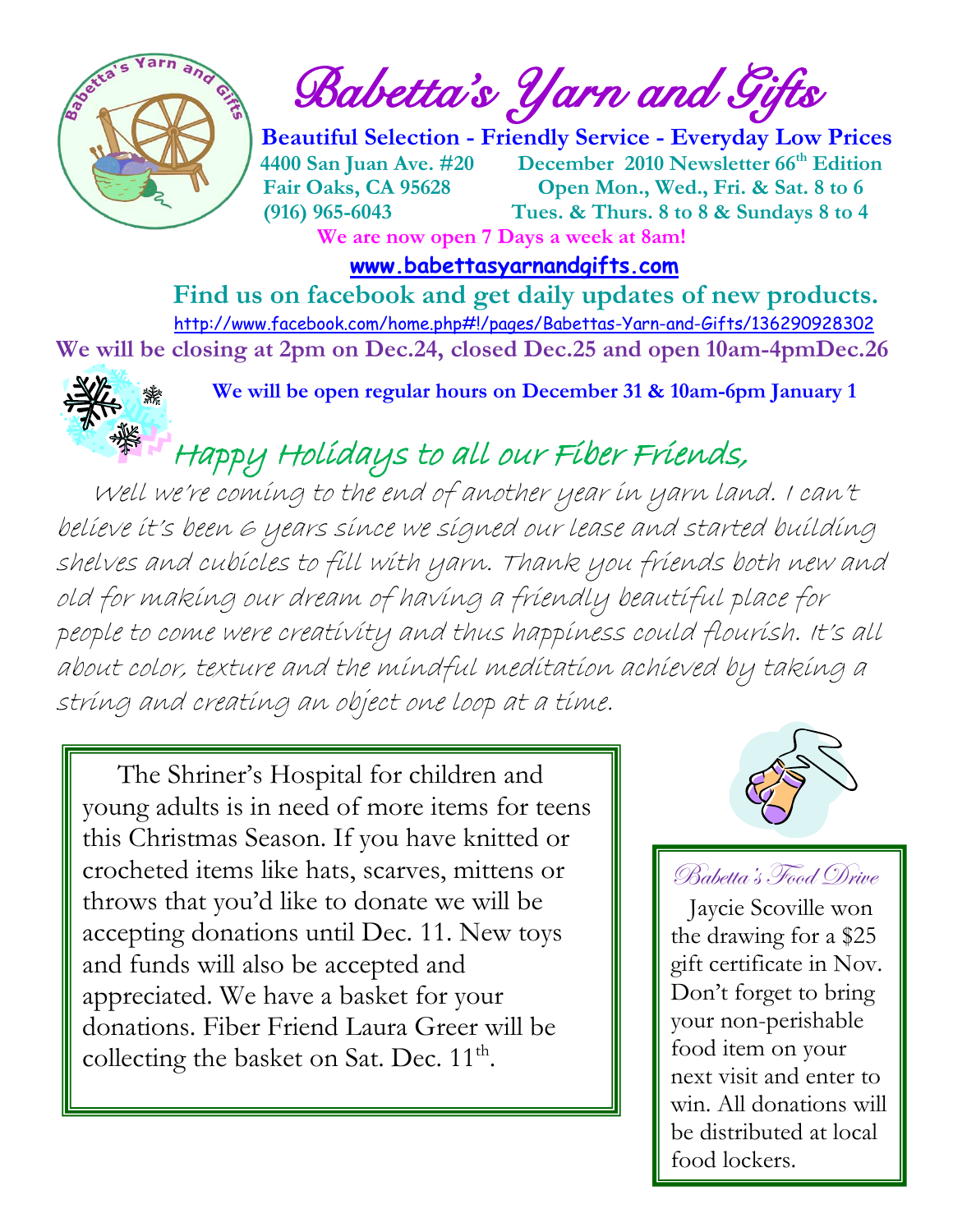# Babetta's Yarn and Gifts

**Beautiful Selection - Friendly Service - Everyday Low Prices**

**4400 San Juan Ave. #20**
**Fair Oaks, CA 95628**
**(916) 965-6043**

**December 2010 Newsletter 66th Edition**
**Open Mon., Wed., Fri. & Sat. 8 to 6**
**Tues. & Thurs. 8 to 8 & Sundays 8 to 4**

**We are now open 7 Days a week at 8am!**

**www.babettasyarnandgifts.com**

**Find us on facebook and get daily updates of new products.**

http://www.facebook.com/home.php#!/pages/Babettas-Yarn-and-Gifts/136290928302

**We will be closing at 2pm on Dec.24, closed Dec.25 and open 10am-4pmDec.26**

**We will be open regular hours on December 31 & 10am-6pm January 1**

## Happy Holidays to all our Fiber Friends,

Well we're coming to the end of another year in yarn land. I can't believe it's been 6 years since we signed our lease and started building shelves and cubicles to fill with yarn. Thank you friends both new and old for making our dream of having a friendly beautiful place for people to come were creativity and thus happiness could flourish. It's all about color, texture and the mindful meditation achieved by taking a string and creating an object one loop at a time.

The Shriner's Hospital for children and young adults is in need of more items for teens this Christmas Season. If you have knitted or crocheted items like hats, scarves, mittens or throws that you'd like to donate we will be accepting donations until Dec. 11. New toys and funds will also be accepted and appreciated. We have a basket for your donations. Fiber Friend Laura Greer will be collecting the basket on Sat. Dec. 11th.

### Babetta's Food Drive

Jaycie Scoville won the drawing for a $25 gift certificate in Nov. Don't forget to bring your non-perishable food item on your next visit and enter to win. All donations will be distributed at local food lockers.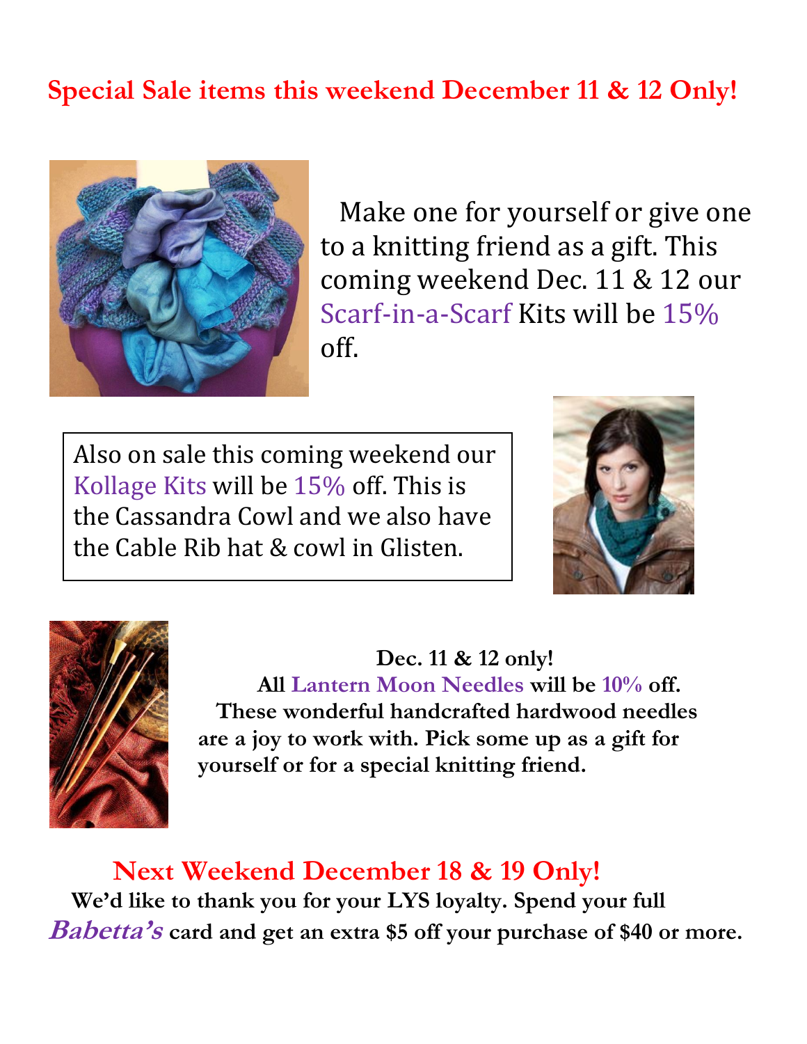## Special Sale items this weekend December 11 & 12 Only!

Make one for yourself or give one to a knitting friend as a gift. This coming weekend Dec. 11 & 12 our Scarf-in-a-Scarf Kits will be 15% off.

Also on sale this coming weekend our Kollage Kits will be 15% off. This is the Cassandra Cowl and we also have the Cable Rib hat & cowl in Glisten.

**Dec. 11 & 12 only!**
**All Lantern Moon Needles will be 10% off.**
**These wonderful handcrafted hardwood needles are a joy to work with. Pick some up as a gift for yourself or for a special knitting friend.**

## Next Weekend December 18 & 19 Only!

**We'd like to thank you for your LYS loyalty. Spend your full *Babetta's* card and get an extra $5 off your purchase of $40 or more.**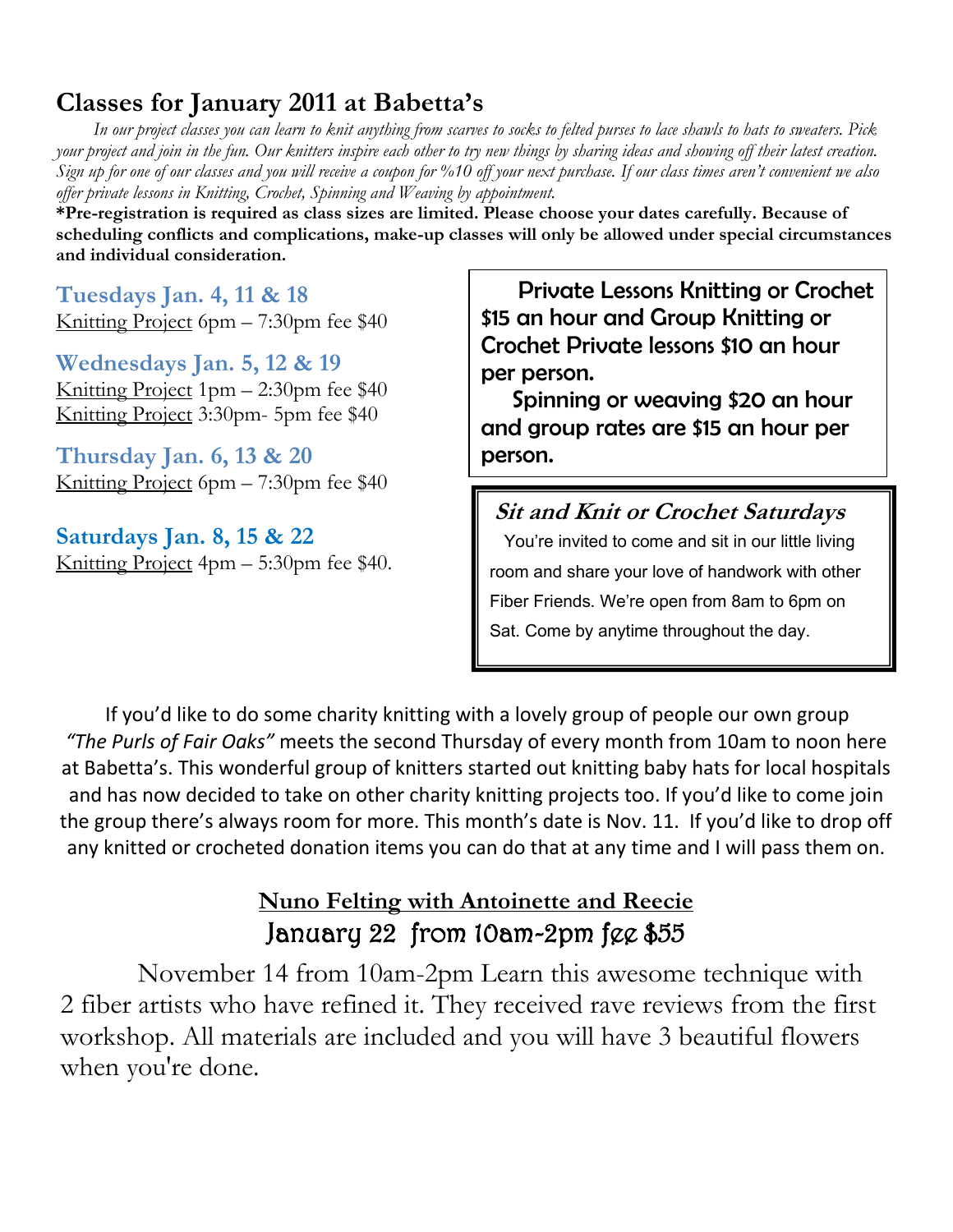## Classes for January 2011 at Babetta's

*In our project classes you can learn to knit anything from scarves to socks to felted purses to lace shawls to hats to sweaters. Pick your project and join in the fun. Our knitters inspire each other to try new things by sharing ideas and showing off their latest creation. Sign up for one of our classes and you will receive a coupon for %10 off your next purchase. If our class times aren't convenient we also offer private lessons in Knitting, Crochet, Spinning and Weaving by appointment.*

**\*Pre-registration is required as class sizes are limited. Please choose your dates carefully. Because of scheduling conflicts and complications, make-up classes will only be allowed under special circumstances and individual consideration.**

### Tuesdays Jan. 4, 11 & 18

Knitting Project 6pm – 7:30pm fee $40

### Wednesdays Jan. 5, 12 & 19

Knitting Project 1pm – 2:30pm fee $40
Knitting Project 3:30pm- 5pm fee $40

### Thursday Jan. 6, 13 & 20

Knitting Project 6pm – 7:30pm fee $40

### Saturdays Jan. 8, 15 & 22

Knitting Project 4pm – 5:30pm fee $40.

Private Lessons Knitting or Crochet $15 an hour and Group Knitting or Crochet Private lessons $10 an hour per person.

Spinning or weaving $20 an hour and group rates are $15 an hour per person.

***Sit and Knit or Crochet Saturdays***

You're invited to come and sit in our little living room and share your love of handwork with other Fiber Friends. We're open from 8am to 6pm on Sat. Come by anytime throughout the day.

If you'd like to do some charity knitting with a lovely group of people our own group *"The Purls of Fair Oaks"* meets the second Thursday of every month from 10am to noon here at Babetta's. This wonderful group of knitters started out knitting baby hats for local hospitals and has now decided to take on other charity knitting projects too. If you'd like to come join the group there's always room for more. This month's date is Nov. 11. If you'd like to drop off any knitted or crocheted donation items you can do that at any time and I will pass them on.

### Nuno Felting with Antoinette and Reecie

January 22 from 10am-2pm fee $55

November 14 from 10am-2pm Learn this awesome technique with 2 fiber artists who have refined it. They received rave reviews from the first workshop. All materials are included and you will have 3 beautiful flowers when you're done.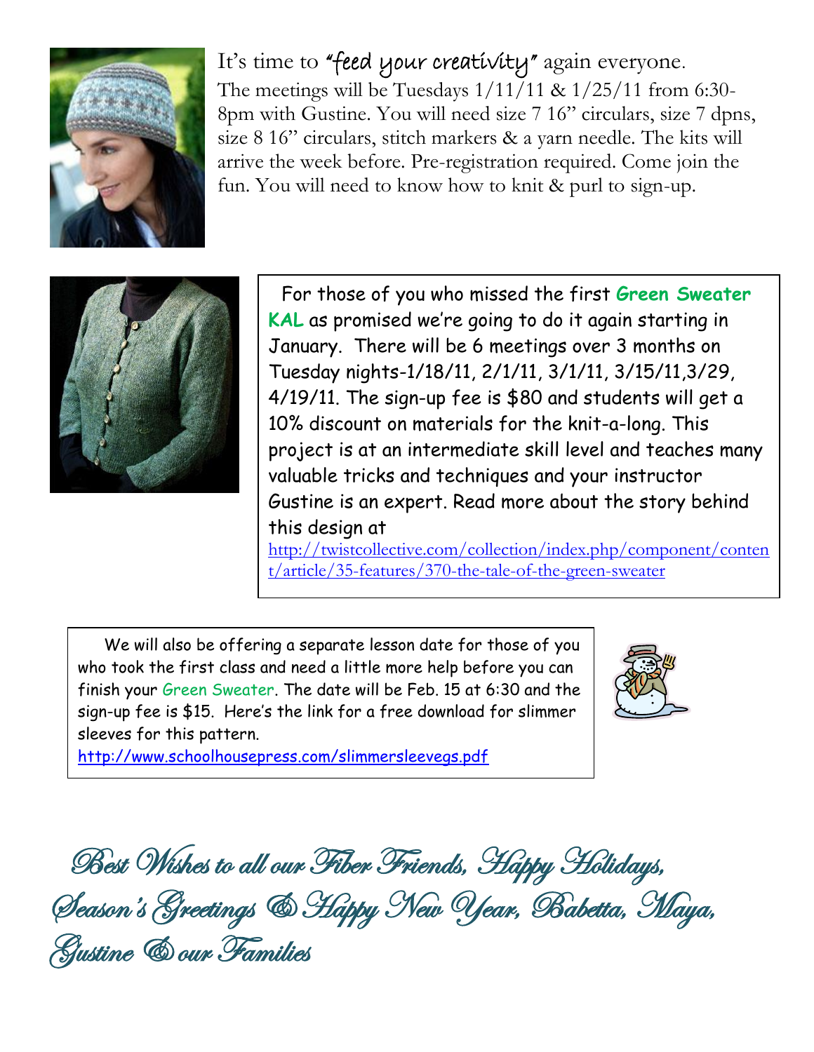It's time to *"feed your creativity"* again everyone. The meetings will be Tuesdays 1/11/11 & 1/25/11 from 6:30-8pm with Gustine. You will need size 7 16" circulars, size 7 dpns, size 8 16" circulars, stitch markers & a yarn needle. The kits will arrive the week before. Pre-registration required. Come join the fun. You will need to know how to knit & purl to sign-up.

For those of you who missed the first **Green Sweater KAL** as promised we're going to do it again starting in January. There will be 6 meetings over 3 months on Tuesday nights-1/18/11, 2/1/11, 3/1/11, 3/15/11,3/29, 4/19/11. The sign-up fee is $80 and students will get a 10% discount on materials for the knit-a-long. This project is at an intermediate skill level and teaches many valuable tricks and techniques and your instructor Gustine is an expert. Read more about the story behind this design at http://twistcollective.com/collection/index.php/component/content/article/35-features/370-the-tale-of-the-green-sweater

We will also be offering a separate lesson date for those of you who took the first class and need a little more help before you can finish your Green Sweater. The date will be Feb. 15 at 6:30 and the sign-up fee is $15. Here's the link for a free download for slimmer sleeves for this pattern. http://www.schoolhousepress.com/slimmersleevegs.pdf

*Best Wishes to all our Fiber Friends, Happy Holidays, Season's Greetings & Happy New Year, Babetta, Maya, Gustine & our Families*